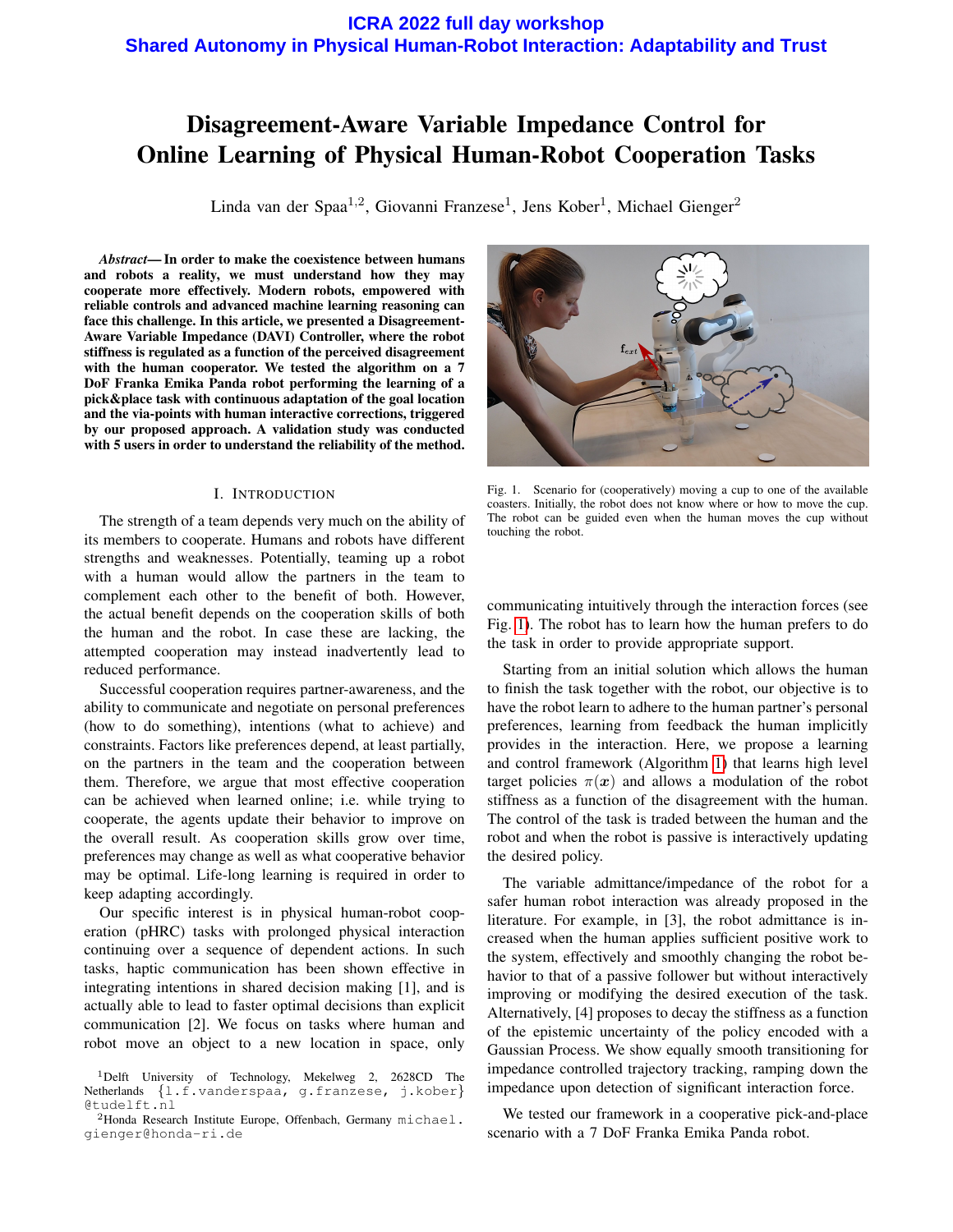ICRA 2022 full day workshop
Shared Autonomy in Physical Human-Robot Interaction: Adaptability and Trust

# Disagreement-Aware Variable Impedance Control for Online Learning of Physical Human-Robot Cooperation Tasks

Linda van der Spaa[1,2], Giovanni Franzese[1], Jens Kober[1], Michael Gienger[2]

***Abstract*— In order to make the coexistence between humans and robots a reality, we must understand how they may cooperate more effectively. Modern robots, empowered with reliable controls and advanced machine learning reasoning can face this challenge. In this article, we presented a Disagreement-Aware Variable Impedance (DAVI) Controller, where the robot stiffness is regulated as a function of the perceived disagreement with the human cooperator. We tested the algorithm on a 7 DoF Franka Emika Panda robot performing the learning of a pick&place task with continuous adaptation of the goal location and the via-points with human interactive corrections, triggered by our proposed approach. A validation study was conducted with 5 users in order to understand the reliability of the method.**

## I. Introduction

The strength of a team depends very much on the ability of its members to cooperate. Humans and robots have different strengths and weaknesses. Potentially, teaming up a robot with a human would allow the partners in the team to complement each other to the benefit of both. However, the actual benefit depends on the cooperation skills of both the human and the robot. In case these are lacking, the attempted cooperation may instead inadvertently lead to reduced performance.

Successful cooperation requires partner-awareness, and the ability to communicate and negotiate on personal preferences (how to do something), intentions (what to achieve) and constraints. Factors like preferences depend, at least partially, on the partners in the team and the cooperation between them. Therefore, we argue that most effective cooperation can be achieved when learned online; i.e. while trying to cooperate, the agents update their behavior to improve on the overall result. As cooperation skills grow over time, preferences may change as well as what cooperative behavior may be optimal. Life-long learning is required in order to keep adapting accordingly.

Our specific interest is in physical human-robot cooperation (pHRC) tasks with prolonged physical interaction continuing over a sequence of dependent actions. In such tasks, haptic communication has been shown effective in integrating intentions in shared decision making [1], and is actually able to lead to faster optimal decisions than explicit communication [2]. We focus on tasks where human and robot move an object to a new location in space, only communicating intuitively through the interaction forces (see Fig. 1). The robot has to learn how the human prefers to do the task in order to provide appropriate support.

Fig. 1. Scenario for (cooperatively) moving a cup to one of the available coasters. Initially, the robot does not know where or how to move the cup. The robot can be guided even when the human moves the cup without touching the robot.

Starting from an initial solution which allows the human to finish the task together with the robot, our objective is to have the robot learn to adhere to the human partner's personal preferences, learning from feedback the human implicitly provides in the interaction. Here, we propose a learning and control framework (Algorithm 1) that learns high level target policies $\pi(\boldsymbol{x})$ and allows a modulation of the robot stiffness as a function of the disagreement with the human. The control of the task is traded between the human and the robot and when the robot is passive is interactively updating the desired policy.

The variable admittance/impedance of the robot for a safer human robot interaction was already proposed in the literature. For example, in [3], the robot admittance is increased when the human applies sufficient positive work to the system, effectively and smoothly changing the robot behavior to that of a passive follower but without interactively improving or modifying the desired execution of the task. Alternatively, [4] proposes to decay the stiffness as a function of the epistemic uncertainty of the policy encoded with a Gaussian Process. We show equally smooth transitioning for impedance controlled trajectory tracking, ramping down the impedance upon detection of significant interaction force.

We tested our framework in a cooperative pick-and-place scenario with a 7 DoF Franka Emika Panda robot.

[1]Delft University of Technology, Mekelweg 2, 2628CD The Netherlands {l.f.vanderspaa, g.franzese, j.kober}@tudelft.nl

[2]Honda Research Institute Europe, Offenbach, Germany michael.gienger@honda-ri.de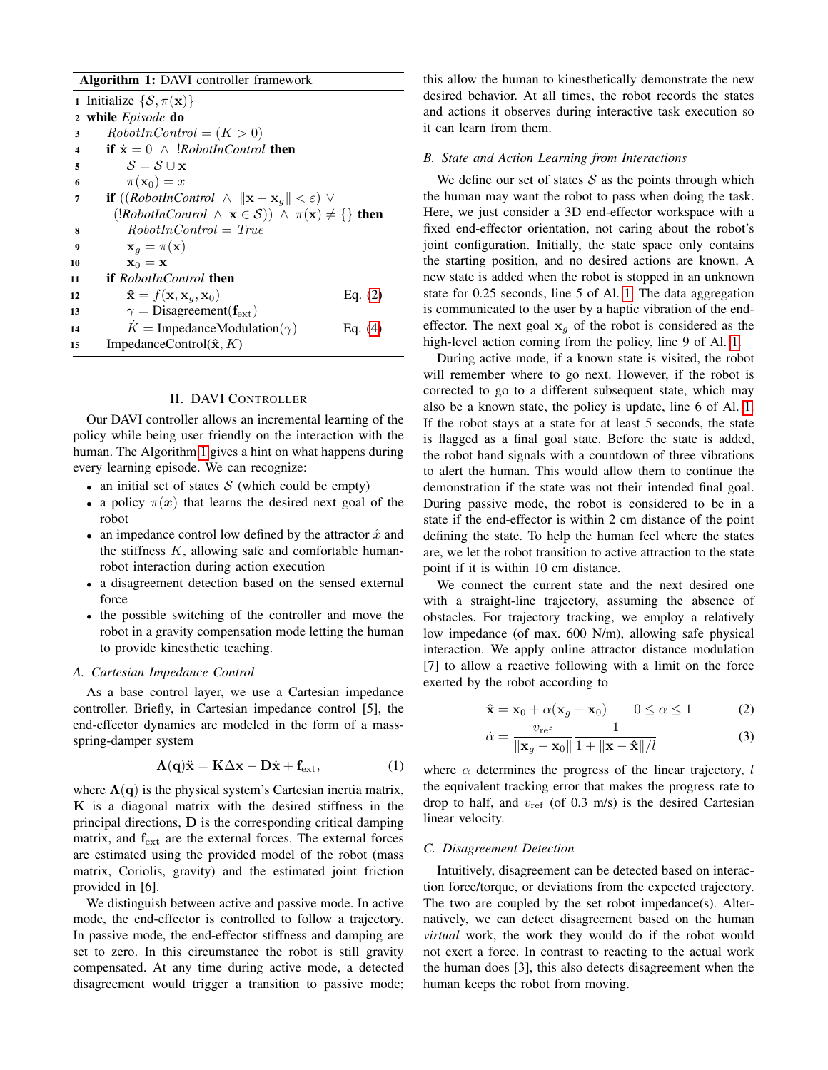**Algorithm 1:** DAVI controller framework

```
1  Initialize {S, π(x)}
2  while Episode do
3      RobotInControl = (K > 0)
4      if ẋ = 0 ∧ !RobotInControl then
5          S = S ∪ x
6          π(x_0) = x
7      if ((RobotInControl ∧ ‖x − x_g‖ < ε) ∨
         (!RobotInControl ∧ x ∈ S)) ∧ π(x) ≠ {} then
8          RobotInControl = True
9          x_g = π(x)
10         x_0 = x
11     if RobotInControl then
12         x̂ = f(x, x_g, x_0)                         Eq. (2)
13         γ = Disagreement(f_ext)
14         K̇ = ImpedanceModulation(γ)                  Eq. (4)
15     ImpedanceControl(x̂, K)
```

## II. DAVI Controller

Our DAVI controller allows an incremental learning of the policy while being user friendly on the interaction with the human. The Algorithm 1 gives a hint on what happens during every learning episode. We can recognize:

- an initial set of states $\mathcal{S}$ (which could be empty)
- a policy $\pi(x)$ that learns the desired next goal of the robot
- an impedance control low defined by the attractor $\hat{x}$ and the stiffness $K$, allowing safe and comfortable human-robot interaction during action execution
- a disagreement detection based on the sensed external force
- the possible switching of the controller and move the robot in a gravity compensation mode letting the human to provide kinesthetic teaching.

### A. Cartesian Impedance Control

As a base control layer, we use a Cartesian impedance controller. Briefly, in Cartesian impedance control [5], the end-effector dynamics are modeled in the form of a mass-spring-damper system

$$\mathbf{\Lambda}(\mathbf{q})\ddot{\mathbf{x}} = \mathbf{K}\Delta\mathbf{x} - \mathbf{D}\dot{\mathbf{x}} + \mathbf{f}_{\text{ext}}, \tag{1}$$

where $\mathbf{\Lambda}(\mathbf{q})$ is the physical system's Cartesian inertia matrix, $\mathbf{K}$ is a diagonal matrix with the desired stiffness in the principal directions, $\mathbf{D}$ is the corresponding critical damping matrix, and $\mathbf{f}_{\text{ext}}$ are the external forces. The external forces are estimated using the provided model of the robot (mass matrix, Coriolis, gravity) and the estimated joint friction provided in [6].

We distinguish between active and passive mode. In active mode, the end-effector is controlled to follow a trajectory. In passive mode, the end-effector stiffness and damping are set to zero. In this circumstance the robot is still gravity compensated. At any time during active mode, a detected disagreement would trigger a transition to passive mode; this allow the human to kinesthetically demonstrate the new desired behavior. At all times, the robot records the states and actions it observes during interactive task execution so it can learn from them.

### B. State and Action Learning from Interactions

We define our set of states $\mathcal{S}$ as the points through which the human may want the robot to pass when doing the task. Here, we just consider a 3D end-effector workspace with a fixed end-effector orientation, not caring about the robot's joint configuration. Initially, the state space only contains the starting position, and no desired actions are known. A new state is added when the robot is stopped in an unknown state for 0.25 seconds, line 5 of Al. 1. The data aggregation is communicated to the user by a haptic vibration of the end-effector. The next goal $\mathbf{x}_g$ of the robot is considered as the high-level action coming from the policy, line 9 of Al. 1.

During active mode, if a known state is visited, the robot will remember where to go next. However, if the robot is corrected to go to a different subsequent state, which may also be a known state, the policy is update, line 6 of Al. 1. If the robot stays at a state for at least 5 seconds, the state is flagged as a final goal state. Before the state is added, the robot hand signals with a countdown of three vibrations to alert the human. This would allow them to continue the demonstration if the state was not their intended final goal. During passive mode, the robot is considered to be in a state if the end-effector is within 2 cm distance of the point defining the state. To help the human feel where the states are, we let the robot transition to active attraction to the state point if it is within 10 cm distance.

We connect the current state and the next desired one with a straight-line trajectory, assuming the absence of obstacles. For trajectory tracking, we employ a relatively low impedance (of max. 600 N/m), allowing safe physical interaction. We apply online attractor distance modulation [7] to allow a reactive following with a limit on the force exerted by the robot according to

$$\hat{\mathbf{x}} = \mathbf{x}_0 + \alpha(\mathbf{x}_g - \mathbf{x}_0) \qquad 0 \leq \alpha \leq 1 \tag{2}$$

$$\dot{\alpha} = \frac{v_{\text{ref}}}{\|\mathbf{x}_g - \mathbf{x}_0\|} \frac{1}{1 + \|\mathbf{x} - \hat{\mathbf{x}}\|/l} \tag{3}$$

where $\alpha$ determines the progress of the linear trajectory, $l$ the equivalent tracking error that makes the progress rate to drop to half, and $v_{\text{ref}}$ (of 0.3 m/s) is the desired Cartesian linear velocity.

### C. Disagreement Detection

Intuitively, disagreement can be detected based on interaction force/torque, or deviations from the expected trajectory. The two are coupled by the set robot impedance(s). Alternatively, we can detect disagreement based on the human *virtual* work, the work they would do if the robot would not exert a force. In contrast to reacting to the actual work the human does [3], this also detects disagreement when the human keeps the robot from moving.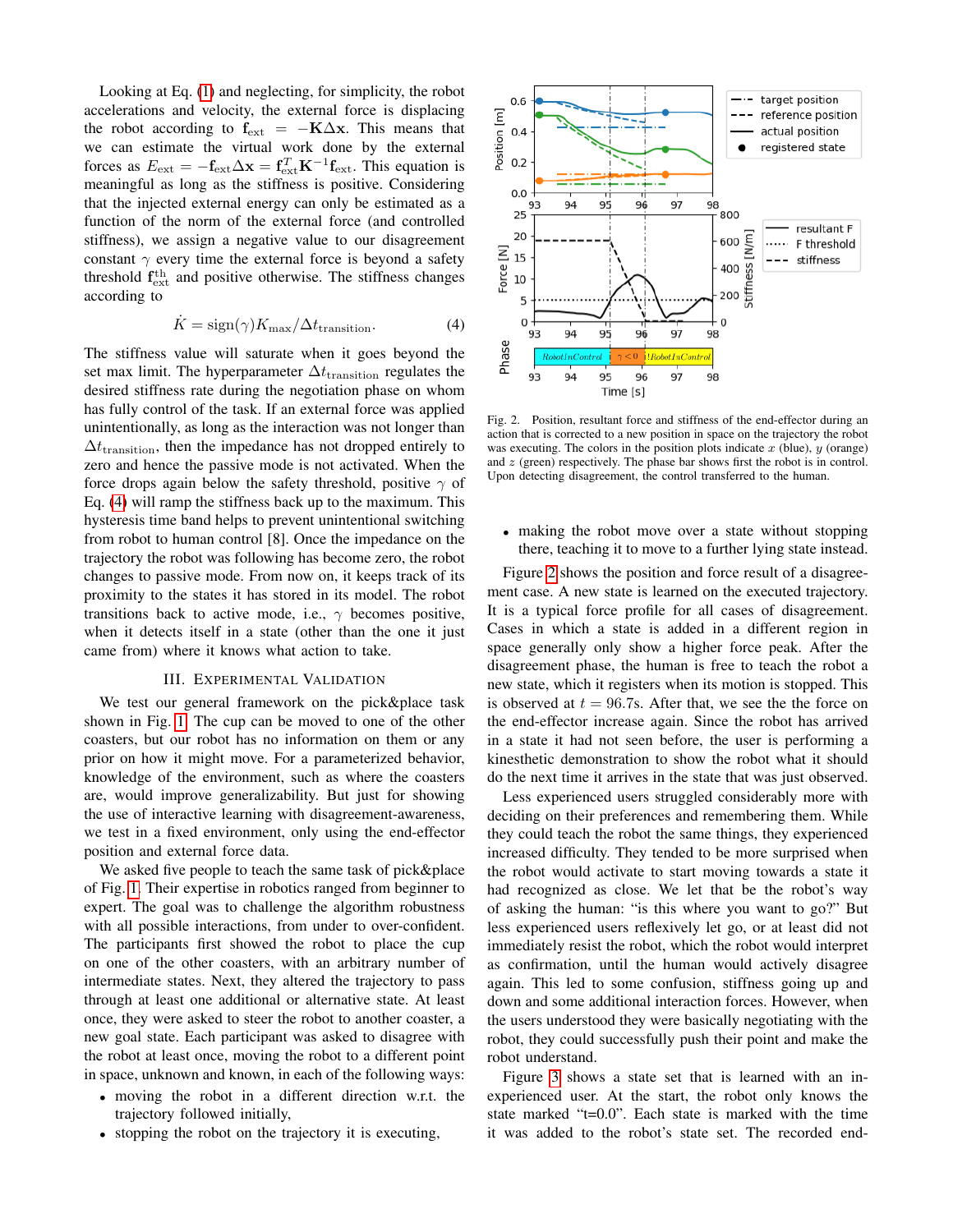Looking at Eq. (1) and neglecting, for simplicity, the robot accelerations and velocity, the external force is displacing the robot according to $\mathbf{f}_{\text{ext}} = -\mathbf{K}\Delta\mathbf{x}$. This means that we can estimate the virtual work done by the external forces as $E_{\text{ext}} = -\mathbf{f}_{\text{ext}}\Delta\mathbf{x} = \mathbf{f}_{\text{ext}}^T\mathbf{K}^{-1}\mathbf{f}_{\text{ext}}$. This equation is meaningful as long as the stiffness is positive. Considering that the injected external energy can only be estimated as a function of the norm of the external force (and controlled stiffness), we assign a negative value to our disagreement constant $\gamma$ every time the external force is beyond a safety threshold $\mathbf{f}_{\text{ext}}^{\text{th}}$ and positive otherwise. The stiffness changes according to

$$\dot{K} = \text{sign}(\gamma)K_{\text{max}}/\Delta t_{\text{transition}}. \tag{4}$$

The stiffness value will saturate when it goes beyond the set max limit. The hyperparameter $\Delta t_{\text{transition}}$ regulates the desired stiffness rate during the negotiation phase on whom has fully control of the task. If an external force was applied unintentionally, as long as the interaction was not longer than $\Delta t_{\text{transition}}$, then the impedance has not dropped entirely to zero and hence the passive mode is not activated. When the force drops again below the safety threshold, positive $\gamma$ of Eq. (4) will ramp the stiffness back up to the maximum. This hysteresis time band helps to prevent unintentional switching from robot to human control [8]. Once the impedance on the trajectory the robot was following has become zero, the robot changes to passive mode. From now on, it keeps track of its proximity to the states it has stored in its model. The robot transitions back to active mode, i.e., $\gamma$ becomes positive, when it detects itself in a state (other than the one it just came from) where it knows what action to take.

## III. Experimental Validation

We test our general framework on the pick&place task shown in Fig. 1. The cup can be moved to one of the other coasters, but our robot has no information on them or any prior on how it might move. For a parameterized behavior, knowledge of the environment, such as where the coasters are, would improve generalizability. But just for showing the use of interactive learning with disagreement-awareness, we test in a fixed environment, only using the end-effector position and external force data.

We asked five people to teach the same task of pick&place of Fig. 1. Their expertise in robotics ranged from beginner to expert. The goal was to challenge the algorithm robustness with all possible interactions, from under to over-confident. The participants first showed the robot to place the cup on one of the other coasters, with an arbitrary number of intermediate states. Next, they altered the trajectory to pass through at least one additional or alternative state. At least once, they were asked to steer the robot to another coaster, a new goal state. Each participant was asked to disagree with the robot at least once, moving the robot to a different point in space, unknown and known, in each of the following ways:

- moving the robot in a different direction w.r.t. the trajectory followed initially,
- stopping the robot on the trajectory it is executing,
- making the robot move over a state without stopping there, teaching it to move to a further lying state instead.

Position [m]
0.6
0.4
0.2
0.0
93 94 95 96 97 98
target position
reference position
actual position
registered state

Force [N]
25
20
15
10
5
0
93 94 95 96 97 98
Stiffness [N/m]
800
600
400
200
0
resultant F
F threshold
stiffness

Phase
RobotInControl
γ < 0
!RobotInControl
93 94 95 96 97 98
Time [s]

Fig. 2. Position, resultant force and stiffness of the end-effector during an action that is corrected to a new position in space on the trajectory the robot was executing. The colors in the position plots indicate $x$ (blue), $y$ (orange) and $z$ (green) respectively. The phase bar shows first the robot is in control. Upon detecting disagreement, the control transferred to the human.

Figure 2 shows the position and force result of a disagreement case. A new state is learned on the executed trajectory. It is a typical force profile for all cases of disagreement. Cases in which a state is added in a different region in space generally only show a higher force peak. After the disagreement phase, the human is free to teach the robot a new state, which it registers when its motion is stopped. This is observed at $t = 96.7$s. After that, we see the the force on the end-effector increase again. Since the robot has arrived in a state it had not seen before, the user is performing a kinesthetic demonstration to show the robot what it should do the next time it arrives in the state that was just observed.

Less experienced users struggled considerably more with deciding on their preferences and remembering them. While they could teach the robot the same things, they experienced increased difficulty. They tended to be more surprised when the robot would activate to start moving towards a state it had recognized as close. We let that be the robot's way of asking the human: "is this where you want to go?" But less experienced users reflexively let go, or at least did not immediately resist the robot, which the robot would interpret as confirmation, until the human would actively disagree again. This led to some confusion, stiffness going up and down and some additional interaction forces. However, when the users understood they were basically negotiating with the robot, they could successfully push their point and make the robot understand.

Figure 3 shows a state set that is learned with an inexperienced user. At the start, the robot only knows the state marked "t=0.0". Each state is marked with the time it was added to the robot's state set. The recorded end-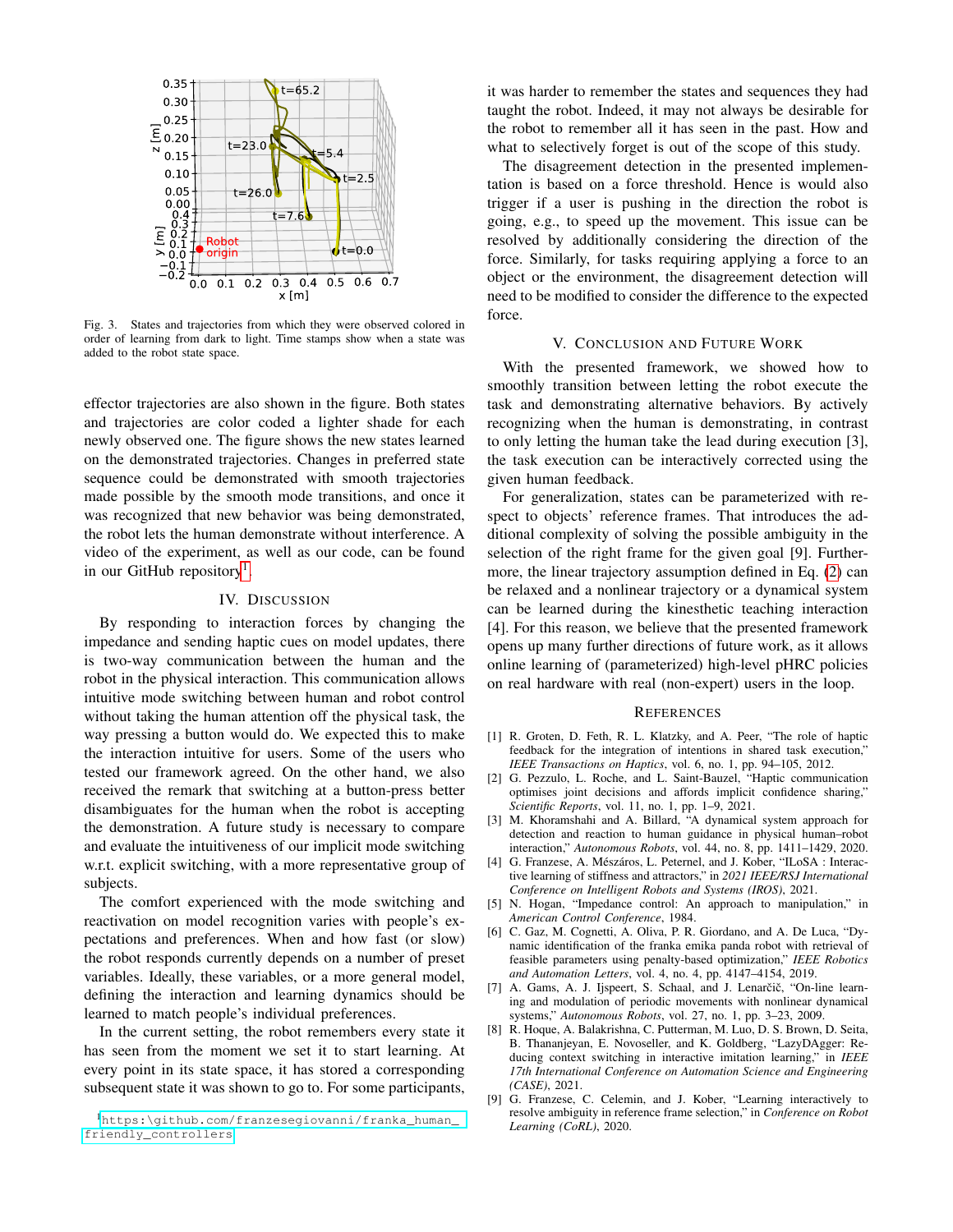0.35
0.30
0.25
0.20
0.15
0.10
0.05
0.00
z [m]
t=65.2
t=23.0
t=5.4
t=2.5
t=26.0
t=7.6
t=0.0
0.4
0.3
0.2
0.1
0.0
−0.1
−0.2
y [m]
Robot origin
0.0 0.1 0.2 0.3 0.4 0.5 0.6 0.7
x [m]

Fig. 3. States and trajectories from which they were observed colored in order of learning from dark to light. Time stamps show when a state was added to the robot state space.

effector trajectories are also shown in the figure. Both states and trajectories are color coded a lighter shade for each newly observed one. The figure shows the new states learned on the demonstrated trajectories. Changes in preferred state sequence could be demonstrated with smooth trajectories made possible by the smooth mode transitions, and once it was recognized that new behavior was being demonstrated, the robot lets the human demonstrate without interference. A video of the experiment, as well as our code, can be found in our GitHub repository[1].

## IV. Discussion

By responding to interaction forces by changing the impedance and sending haptic cues on model updates, there is two-way communication between the human and the robot in the physical interaction. This communication allows intuitive mode switching between human and robot control without taking the human attention off the physical task, the way pressing a button would do. We expected this to make the interaction intuitive for users. Some of the users who tested our framework agreed. On the other hand, we also received the remark that switching at a button-press better disambiguates for the human when the robot is accepting the demonstration. A future study is necessary to compare and evaluate the intuitiveness of our implicit mode switching w.r.t. explicit switching, with a more representative group of subjects.

The comfort experienced with the mode switching and reactivation on model recognition varies with people's expectations and preferences. When and how fast (or slow) the robot responds currently depends on a number of preset variables. Ideally, these variables, or a more general model, defining the interaction and learning dynamics should be learned to match people's individual preferences.

In the current setting, the robot remembers every state it has seen from the moment we set it to start learning. At every point in its state space, it has stored a corresponding subsequent state it was shown to go to. For some participants, it was harder to remember the states and sequences they had taught the robot. Indeed, it may not always be desirable for the robot to remember all it has seen in the past. How and what to selectively forget is out of the scope of this study.

The disagreement detection in the presented implementation is based on a force threshold. Hence is would also trigger if a user is pushing in the direction the robot is going, e.g., to speed up the movement. This issue can be resolved by additionally considering the direction of the force. Similarly, for tasks requiring applying a force to an object or the environment, the disagreement detection will need to be modified to consider the difference to the expected force.

## V. Conclusion and Future Work

With the presented framework, we showed how to smoothly transition between letting the robot execute the task and demonstrating alternative behaviors. By actively recognizing when the human is demonstrating, in contrast to only letting the human take the lead during execution [3], the task execution can be interactively corrected using the given human feedback.

For generalization, states can be parameterized with respect to objects' reference frames. That introduces the additional complexity of solving the possible ambiguity in the selection of the right frame for the given goal [9]. Furthermore, the linear trajectory assumption defined in Eq. (2) can be relaxed and a nonlinear trajectory or a dynamical system can be learned during the kinesthetic teaching interaction [4]. For this reason, we believe that the presented framework opens up many further directions of future work, as it allows online learning of (parameterized) high-level pHRC policies on real hardware with real (non-expert) users in the loop.

## References

[1] R. Groten, D. Feth, R. L. Klatzky, and A. Peer, "The role of haptic feedback for the integration of intentions in shared task execution," *IEEE Transactions on Haptics*, vol. 6, no. 1, pp. 94–105, 2012.

[2] G. Pezzulo, L. Roche, and L. Saint-Bauzel, "Haptic communication optimises joint decisions and affords implicit confidence sharing," *Scientific Reports*, vol. 11, no. 1, pp. 1–9, 2021.

[3] M. Khoramshahi and A. Billard, "A dynamical system approach for detection and reaction to human guidance in physical human–robot interaction," *Autonomous Robots*, vol. 44, no. 8, pp. 1411–1429, 2020.

[4] G. Franzese, A. Mészáros, L. Peternel, and J. Kober, "ILoSA : Interactive learning of stiffness and attractors," in *2021 IEEE/RSJ International Conference on Intelligent Robots and Systems (IROS)*, 2021.

[5] N. Hogan, "Impedance control: An approach to manipulation," in *American Control Conference*, 1984.

[6] C. Gaz, M. Cognetti, A. Oliva, P. R. Giordano, and A. De Luca, "Dynamic identification of the franka emika panda robot with retrieval of feasible parameters using penalty-based optimization," *IEEE Robotics and Automation Letters*, vol. 4, no. 4, pp. 4147–4154, 2019.

[7] A. Gams, A. J. Ijspeert, S. Schaal, and J. Lenarčič, "On-line learning and modulation of periodic movements with nonlinear dynamical systems," *Autonomous Robots*, vol. 27, no. 1, pp. 3–23, 2009.

[8] R. Hoque, A. Balakrishna, C. Putterman, M. Luo, D. S. Brown, D. Seita, B. Thananjeyan, E. Novoseller, and K. Goldberg, "LazyDAgger: Reducing context switching in interactive imitation learning," in *IEEE 17th International Conference on Automation Science and Engineering (CASE)*, 2021.

[9] G. Franzese, C. Celemin, and J. Kober, "Learning interactively to resolve ambiguity in reference frame selection," in *Conference on Robot Learning (CoRL)*, 2020.

[1] https://github.com/franzesegiovanni/franka_human_friendly_controllers